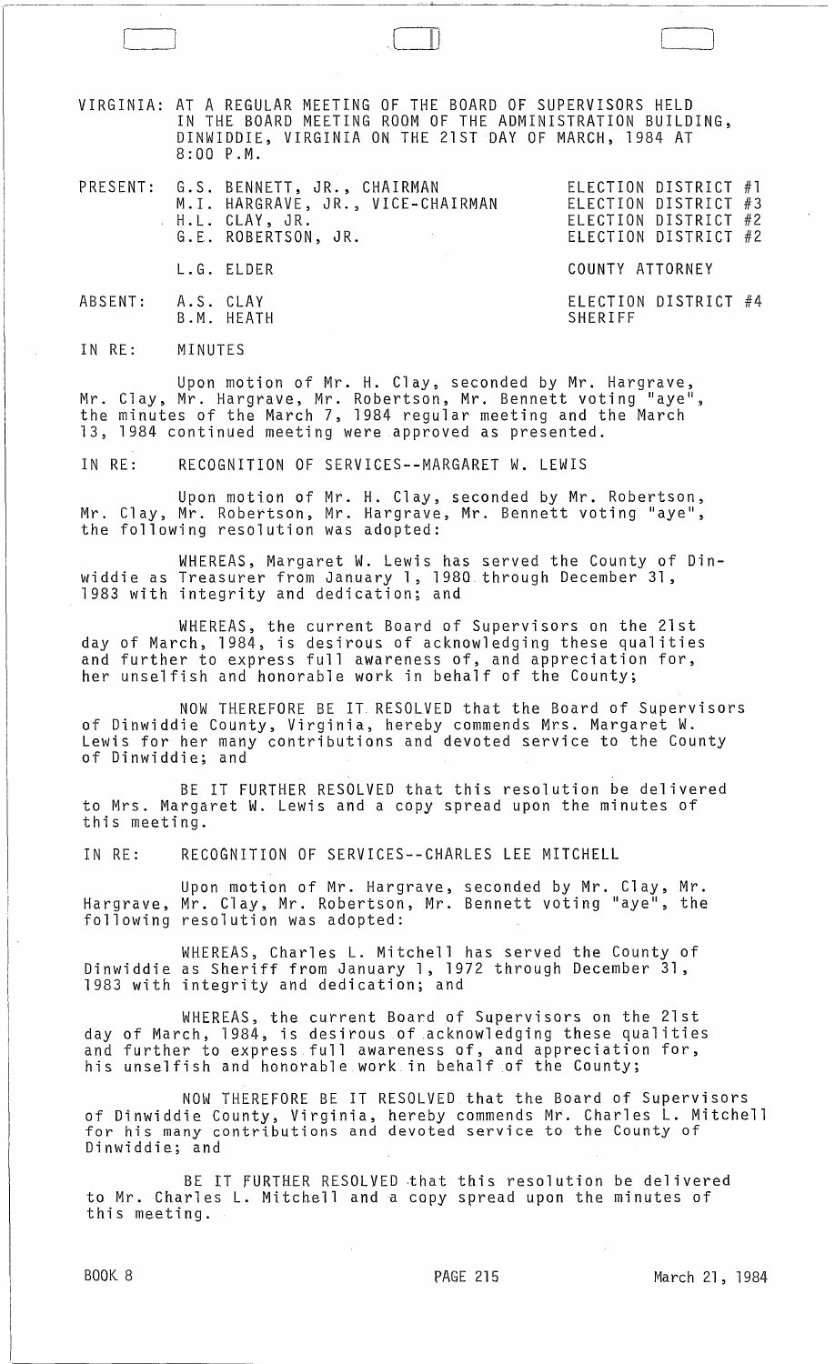VIRGINIA: AT A REGULAR MEETING OF THE BOARD OF SUPERVISORS HELD IN THE BOARD MEETING ROOM OF THE ADMINISTRATION BUILDING, DINWIDDIE, VIRGINIA ON THE 21ST DAY OF MARCH, 1984 AT 8:00 P.M.

| | | |
|---|---|---|
| PRESENT: | G.S. BENNETT, JR., CHAIRMAN | ELECTION DISTRICT #1 |
| | M.I. HARGRAVE, JR., VICE-CHAIRMAN | ELECTION DISTRICT #3 |
| | H.L. CLAY, JR. | ELECTION DISTRICT #2 |
| | G.E. ROBERTSON, JR. | ELECTION DISTRICT #2 |
| | L.G. ELDER | COUNTY ATTORNEY |
| ABSENT: | A.S. CLAY | ELECTION DISTRICT #4 |
| | B.M. HEATH | SHERIFF |

IN RE: MINUTES

Upon motion of Mr. H. Clay, seconded by Mr. Hargrave, Mr. Clay, Mr. Hargrave, Mr. Robertson, Mr. Bennett voting "aye", the minutes of the March 7, 1984 regular meeting and the March 13, 1984 continued meeting were approved as presented.

IN RE: RECOGNITION OF SERVICES--MARGARET W. LEWIS

Upon motion of Mr. H. Clay, seconded by Mr. Robertson, Mr. Clay, Mr. Robertson, Mr. Hargrave, Mr. Bennett voting "aye", the following resolution was adopted:

WHEREAS, Margaret W. Lewis has served the County of Dinwiddie as Treasurer from January 1, 1980 through December 31, 1983 with integrity and dedication; and

WHEREAS, the current Board of Supervisors on the 21st day of March, 1984, is desirous of acknowledging these qualities and further to express full awareness of, and appreciation for, her unselfish and honorable work in behalf of the County;

NOW THEREFORE BE IT RESOLVED that the Board of Supervisors of Dinwiddie County, Virginia, hereby commends Mrs. Margaret W. Lewis for her many contributions and devoted service to the County of Dinwiddie; and

BE IT FURTHER RESOLVED that this resolution be delivered to Mrs. Margaret W. Lewis and a copy spread upon the minutes of this meeting.

IN RE: RECOGNITION OF SERVICES--CHARLES LEE MITCHELL

Upon motion of Mr. Hargrave, seconded by Mr. Clay, Mr. Hargrave, Mr. Clay, Mr. Robertson, Mr. Bennett voting "aye", the following resolution was adopted:

WHEREAS, Charles L. Mitchell has served the County of Dinwiddie as Sheriff from January 1, 1972 through December 31, 1983 with integrity and dedication; and

WHEREAS, the current Board of Supervisors on the 21st day of March, 1984, is desirous of acknowledging these qualities and further to express full awareness of, and appreciation for, his unselfish and honorable work in behalf of the County;

NOW THEREFORE BE IT RESOLVED that the Board of Supervisors of Dinwiddie County, Virginia, hereby commends Mr. Charles L. Mitchell for his many contributions and devoted service to the County of Dinwiddie; and

BE IT FURTHER RESOLVED that this resolution be delivered to Mr. Charles L. Mitchell and a copy spread upon the minutes of this meeting.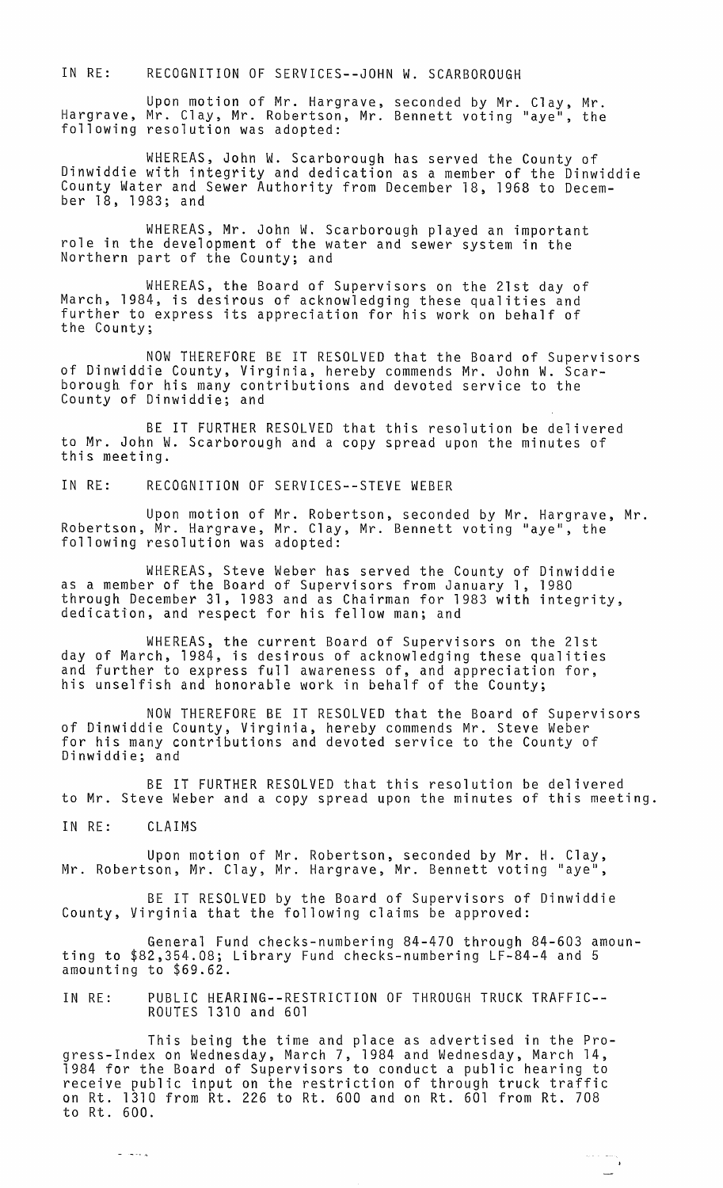IN RE: RECOGNITION OF SERVICES--JOHN W. SCARBOROUGH

Upon motion of Mr. Hargrave, seconded by Mr. Clay, Mr. Hargrave, Mr. Clay, Mr. Robertson, Mr. Bennett voting "aye", the following resolution was adopted:

WHEREAS, John W. Scarborough has served the County of Dinwiddie with integrity and dedication as a member of the Dinwiddie County Water and Sewer Authority from December 18, 1968 to December 18, 1983; and

WHEREAS, Mr. John W. Scarborough played an important role in the development of the water and sewer system in the Northern part of the County; and

WHEREAS, the Board of Supervisors on the 21st day of March, 1984, is desirous of acknowledging these qualities and further to express its appreciation for his work on behalf of the County;

NOW THEREFORE BE IT RESOLVED that the Board of Supervisors of Dinwiddie County, Virginia, hereby commends Mr. John W. Scarborough for his many contributions and devoted service to the County of Dinwiddie; and

BE IT FURTHER RESOLVED that this resolution be delivered to Mr. John W. Scarborough and a copy spread upon the minutes of this meeting.

IN RE: RECOGNITION OF SERVICES--STEVE WEBER

Upon motion of Mr. Robertson, seconded by Mr. Hargrave, Mr. Robertson, Mr. Hargrave, Mr. Clay, Mr. Bennett voting "aye", the following resolution was adopted:

WHEREAS, Steve Weber has served the County of Dinwiddie as a member of the Board of Supervisors from January 1, 1980 through December 31, 1983 and as Chairman for 1983 with integrity, dedication, and respect for his fellow man; and

WHEREAS, the current Board of Supervisors on the 21st day of March, 1984, is desirous of acknowledging these qualities and further to express full awareness of, and appreciation for, his unselfish and honorable work in behalf of the County;

NOW THEREFORE BE IT RESOLVED that the Board of Supervisors of Dinwiddie County, Virginia, hereby commends Mr. Steve Weber for his many contributions and devoted service to the County of Dinwiddie; and

BE IT FURTHER RESOLVED that this resolution be delivered to Mr. Steve Weber and a copy spread upon the minutes of this meeting.

IN RE: CLAIMS

Upon motion of Mr. Robertson, seconded by Mr. H. Clay, Mr. Robertson, Mr. Clay, Mr. Hargrave, Mr. Bennett voting "aye",

BE IT RESOLVED by the Board of Supervisors of Dinwiddie County, Virginia that the following claims be approved:

General Fund checks-numbering 84-470 through 84-603 amounting to $82,354.08; Library Fund checks-numbering LF-84-4 and 5 amounting to $69.62.

IN RE: PUBLIC HEARING--RESTRICTION OF THROUGH TRUCK TRAFFIC--ROUTES 1310 and 601

This being the time and place as advertised in the Progress-Index on Wednesday, March 7, 1984 and Wednesday, March 14, 1984 for the Board of Supervisors to conduct a public hearing to receive public input on the restriction of through truck traffic on Rt. 1310 from Rt. 226 to Rt. 600 and on Rt. 601 from Rt. 708 to Rt. 600.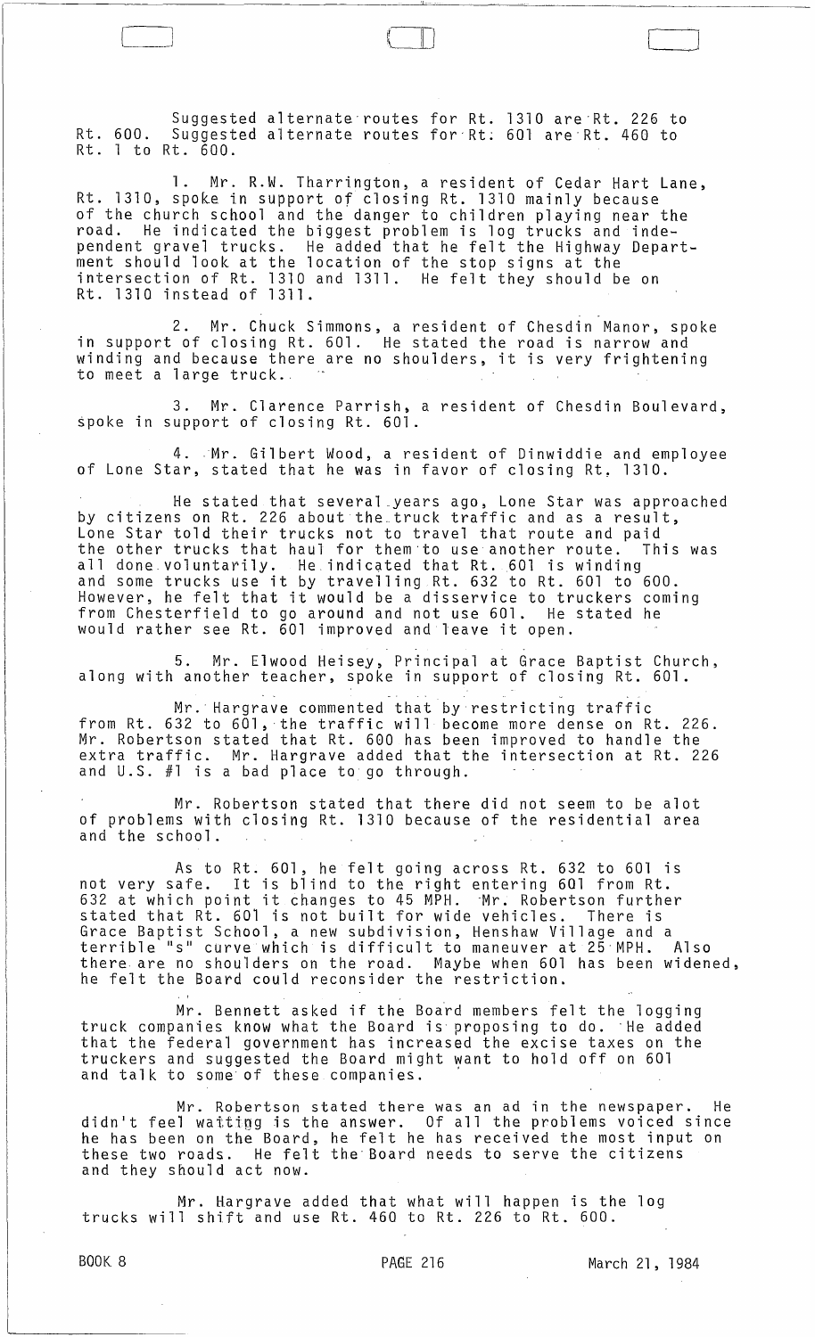Suggested alternate routes for Rt. 1310 are Rt. 226 to Rt. 600. Suggested alternate routes for Rt. 601 are Rt. 460 to Rt. 1 to Rt. 600.

1. Mr. R.W. Tharrington, a resident of Cedar Hart Lane, Rt. 1310, spoke in support of closing Rt. 1310 mainly because of the church school and the danger to children playing near the road. He indicated the biggest problem is log trucks and independent gravel trucks. He added that he felt the Highway Department should look at the location of the stop signs at the intersection of Rt. 1310 and 1311. He felt they should be on Rt. 1310 instead of 1311.

2. Mr. Chuck Simmons, a resident of Chesdin Manor, spoke in support of closing Rt. 601. He stated the road is narrow and winding and because there are no shoulders, it is very frightening to meet a large truck.

3. Mr. Clarence Parrish, a resident of Chesdin Boulevard, spoke in support of closing Rt. 601.

4. Mr. Gilbert Wood, a resident of Dinwiddie and employee of Lone Star, stated that he was in favor of closing Rt. 1310.

He stated that several years ago, Lone Star was approached by citizens on Rt. 226 about the truck traffic and as a result, Lone Star told their trucks not to travel that route and paid the other trucks that haul for them to use another route. This was all done voluntarily. He indicated that Rt. 601 is winding and some trucks use it by travelling Rt. 632 to Rt. 601 to 600. However, he felt that it would be a disservice to truckers coming from Chesterfield to go around and not use 601. He stated he would rather see Rt. 601 improved and leave it open.

5. Mr. Elwood Heisey, Principal at Grace Baptist Church, along with another teacher, spoke in support of closing Rt. 601.

Mr. Hargrave commented that by restricting traffic from Rt. 632 to 601, the traffic will become more dense on Rt. 226. Mr. Robertson stated that Rt. 600 has been improved to handle the extra traffic. Mr. Hargrave added that the intersection at Rt. 226 and U.S. #1 is a bad place to go through.

Mr. Robertson stated that there did not seem to be alot of problems with closing Rt. 1310 because of the residential area and the school.

As to Rt. 601, he felt going across Rt. 632 to 601 is not very safe. It is blind to the right entering 601 from Rt. 632 at which point it changes to 45 MPH. Mr. Robertson further stated that Rt. 601 is not built for wide vehicles. There is Grace Baptist School, a new subdivision, Henshaw Village and a terrible "s" curve which is difficult to maneuver at 25 MPH. Also there are no shoulders on the road. Maybe when 601 has been widened, he felt the Board could reconsider the restriction.

Mr. Bennett asked if the Board members felt the logging truck companies know what the Board is proposing to do. He added that the federal government has increased the excise taxes on the truckers and suggested the Board might want to hold off on 601 and talk to some of these companies.

Mr. Robertson stated there was an ad in the newspaper. He didn't feel waiting is the answer. Of all the problems voiced since he has been on the Board, he felt he has received the most input on these two roads. He felt the Board needs to serve the citizens and they should act now.

Mr. Hargrave added that what will happen is the log trucks will shift and use Rt. 460 to Rt. 226 to Rt. 600.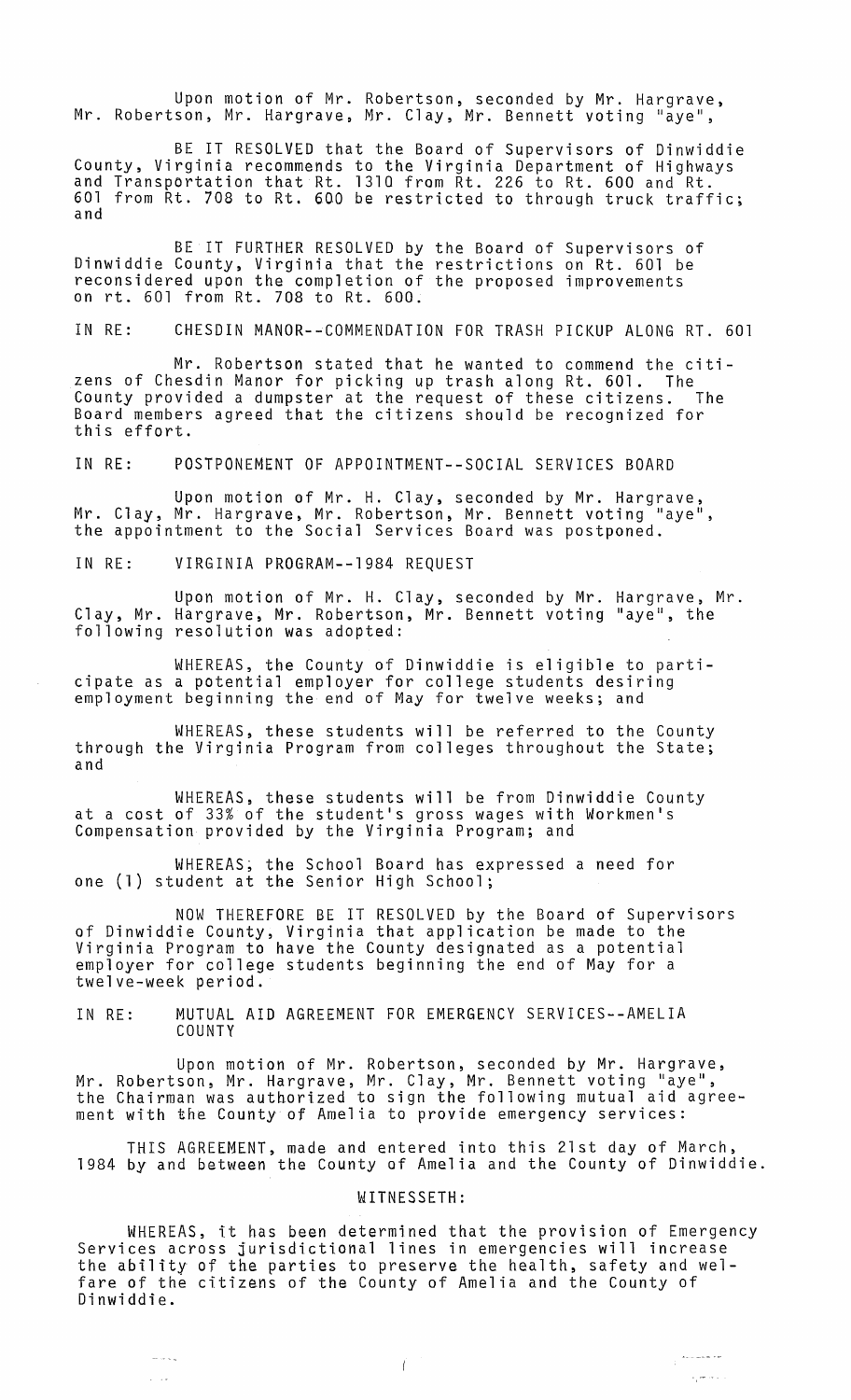Upon motion of Mr. Robertson, seconded by Mr. Hargrave, Mr. Robertson, Mr. Hargrave, Mr. Clay, Mr. Bennett voting "aye",

BE IT RESOLVED that the Board of Supervisors of Dinwiddie County, Virginia recommends to the Virginia Department of Highways and Transportation that Rt. 1310 from Rt. 226 to Rt. 600 and Rt. 601 from Rt. 708 to Rt. 600 be restricted to through truck traffic; and

BE IT FURTHER RESOLVED by the Board of Supervisors of Dinwiddie County, Virginia that the restrictions on Rt. 601 be reconsidered upon the completion of the proposed improvements on rt. 601 from Rt. 708 to Rt. 600.

IN RE: CHESDIN MANOR--COMMENDATION FOR TRASH PICKUP ALONG RT. 601

Mr. Robertson stated that he wanted to commend the citizens of Chesdin Manor for picking up trash along Rt. 601. The County provided a dumpster at the request of these citizens. The Board members agreed that the citizens should be recognized for this effort.

IN RE: POSTPONEMENT OF APPOINTMENT--SOCIAL SERVICES BOARD

Upon motion of Mr. H. Clay, seconded by Mr. Hargrave, Mr. Clay, Mr. Hargrave, Mr. Robertson, Mr. Bennett voting "aye", the appointment to the Social Services Board was postponed.

IN RE: VIRGINIA PROGRAM--1984 REQUEST

Upon motion of Mr. H. Clay, seconded by Mr. Hargrave, Mr. Clay, Mr. Hargrave, Mr. Robertson, Mr. Bennett voting "aye", the following resolution was adopted:

WHEREAS, the County of Dinwiddie is eligible to participate as a potential employer for college students desiring employment beginning the end of May for twelve weeks; and

WHEREAS, these students will be referred to the County through the Virginia Program from colleges throughout the State; and

WHEREAS, these students will be from Dinwiddie County at a cost of 33% of the student's gross wages with Workmen's Compensation provided by the Virginia Program; and

WHEREAS, the School Board has expressed a need for one (1) student at the Senior High School;

NOW THEREFORE BE IT RESOLVED by the Board of Supervisors of Dinwiddie County, Virginia that application be made to the Virginia Program to have the County designated as a potential employer for college students beginning the end of May for a twelve-week period.

IN RE: MUTUAL AID AGREEMENT FOR EMERGENCY SERVICES--AMELIA COUNTY

Upon motion of Mr. Robertson, seconded by Mr. Hargrave, Mr. Robertson, Mr. Hargrave, Mr. Clay, Mr. Bennett voting "aye", the Chairman was authorized to sign the following mutual aid agreement with the County of Amelia to provide emergency services:

THIS AGREEMENT, made and entered into this 21st day of March, 1984 by and between the County of Amelia and the County of Dinwiddie.

WITNESSETH:

WHEREAS, it has been determined that the provision of Emergency Services across jurisdictional lines in emergencies will increase the ability of the parties to preserve the health, safety and welfare of the citizens of the County of Amelia and the County of Dinwiddie.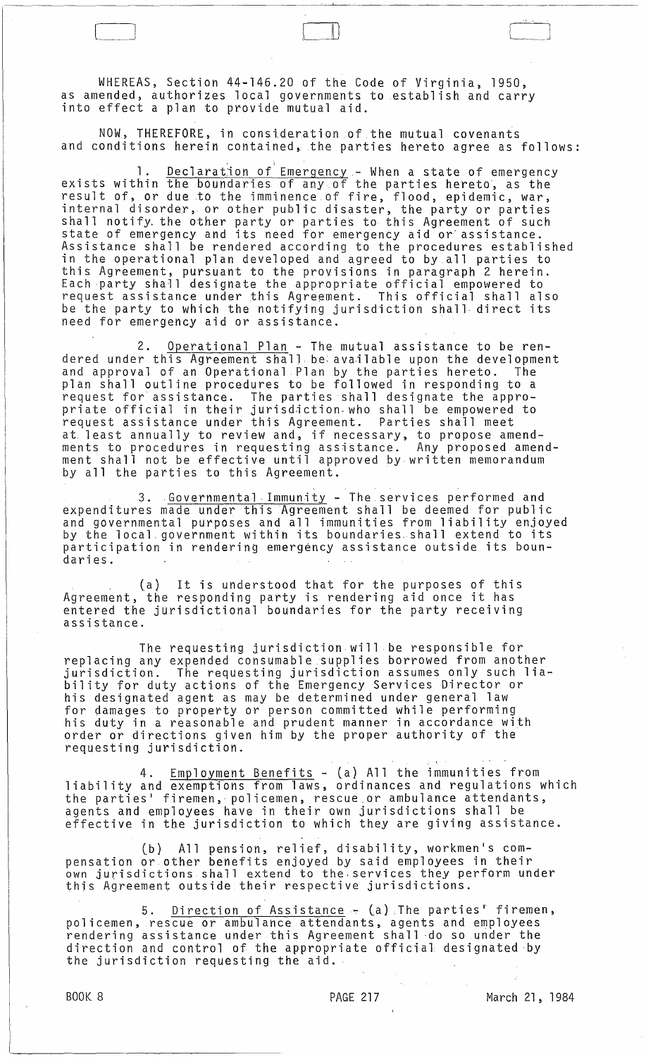WHEREAS, Section 44-146.20 of the Code of Virginia, 1950, as amended, authorizes local governments to establish and carry into effect a plan to provide mutual aid.

NOW, THEREFORE, in consideration of the mutual covenants and conditions herein contained, the parties hereto agree as follows:

1. Declaration of Emergency - When a state of emergency exists within the boundaries of any of the parties hereto, as the result of, or due to the imminence of fire, flood, epidemic, war, internal disorder, or other public disaster, the party or parties shall notify the other party or parties to this Agreement of such state of emergency and its need for emergency aid or assistance. Assistance shall be rendered according to the procedures established in the operational plan developed and agreed to by all parties to this Agreement, pursuant to the provisions in paragraph 2 herein. Each party shall designate the appropriate official empowered to request assistance under this Agreement. This official shall also be the party to which the notifying jurisdiction shall direct its need for emergency aid or assistance.

2. Operational Plan - The mutual assistance to be rendered under this Agreement shall be available upon the development and approval of an Operational Plan by the parties hereto. The plan shall outline procedures to be followed in responding to a request for assistance. The parties shall designate the appropriate official in their jurisdiction who shall be empowered to request assistance under this Agreement. Parties shall meet at least annually to review and, if necessary, to propose amendments to procedures in requesting assistance. Any proposed amendment shall not be effective until approved by written memorandum by all the parties to this Agreement.

3. Governmental Immunity - The services performed and expenditures made under this Agreement shall be deemed for public and governmental purposes and all immunities from liability enjoyed by the local government within its boundaries shall extend to its participation in rendering emergency assistance outside its boundaries.

(a) It is understood that for the purposes of this Agreement, the responding party is rendering aid once it has entered the jurisdictional boundaries for the party receiving assistance.

The requesting jurisdiction will be responsible for replacing any expended consumable supplies borrowed from another jurisdiction. The requesting jurisdiction assumes only such liability for duty actions of the Emergency Services Director or his designated agent as may be determined under general law for damages to property or person committed while performing his duty in a reasonable and prudent manner in accordance with order or directions given him by the proper authority of the requesting jurisdiction.

4. Employment Benefits - (a) All the immunities from liability and exemptions from laws, ordinances and regulations which the parties' firemen, policemen, rescue or ambulance attendants, agents and employees have in their own jurisdictions shall be effective in the jurisdiction to which they are giving assistance.

(b) All pension, relief, disability, workmen's compensation or other benefits enjoyed by said employees in their own jurisdictions shall extend to the services they perform under this Agreement outside their respective jurisdictions.

5. Direction of Assistance - (a) The parties' firemen, policemen, rescue or ambulance attendants, agents and employees rendering assistance under this Agreement shall do so under the direction and control of the appropriate official designated by the jurisdiction requesting the aid.

BOOK 8 PAGE 217 March 21, 1984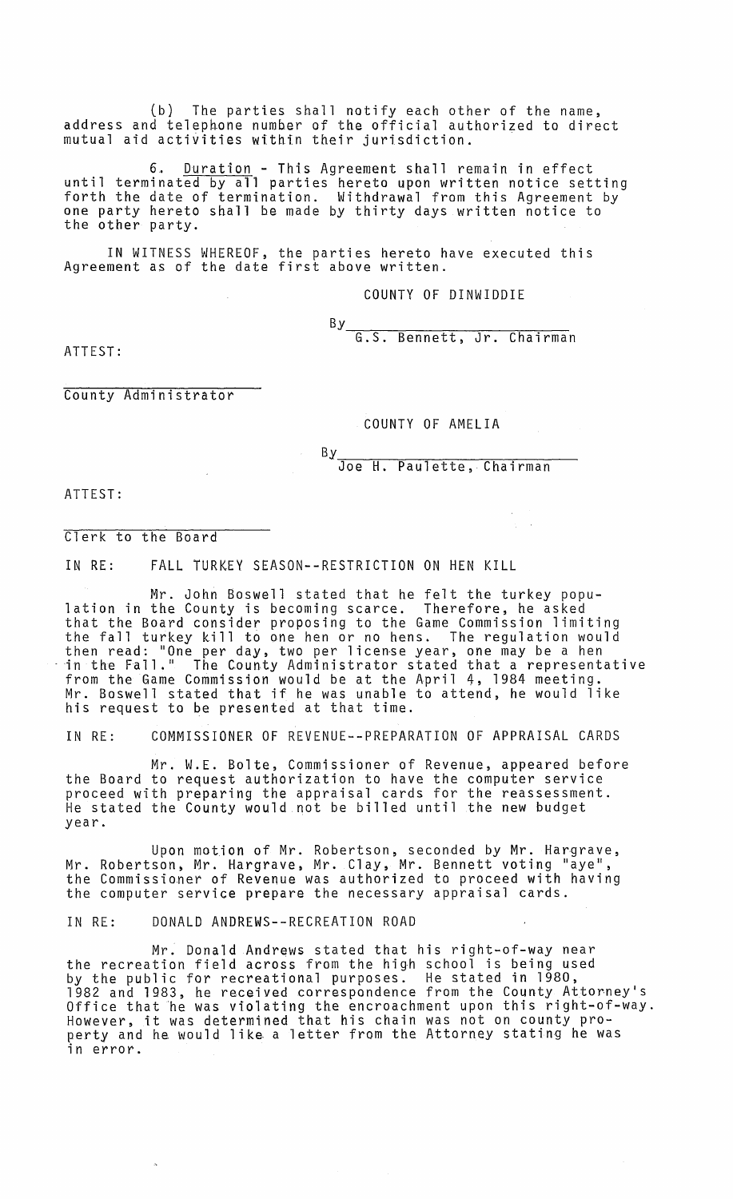(b) The parties shall notify each other of the name, address and telephone number of the official authorized to direct mutual aid activities within their jurisdiction.

6. Duration - This Agreement shall remain in effect until terminated by all parties hereto upon written notice setting forth the date of termination. Withdrawal from this Agreement by one party hereto shall be made by thirty days written notice to the other party.

IN WITNESS WHEREOF, the parties hereto have executed this Agreement as of the date first above written.

COUNTY OF DINWIDDIE

By\_\_\_\_\_\_\_\_\_\_\_\_\_\_\_\_\_\_\_\_\_\_\_\_\_\_
G.S. Bennett, Jr. Chairman

ATTEST:

\_\_\_\_\_\_\_\_\_\_\_\_\_\_\_\_\_\_\_\_\_\_\_\_\_\_
County Administrator

COUNTY OF AMELIA

By\_\_\_\_\_\_\_\_\_\_\_\_\_\_\_\_\_\_\_\_\_\_\_\_\_\_
Joe H. Paulette, Chairman

ATTEST:

\_\_\_\_\_\_\_\_\_\_\_\_\_\_\_\_\_\_\_\_\_\_\_\_\_\_
Clerk to the Board

IN RE: FALL TURKEY SEASON--RESTRICTION ON HEN KILL

Mr. John Boswell stated that he felt the turkey population in the County is becoming scarce. Therefore, he asked that the Board consider proposing to the Game Commission limiting the fall turkey kill to one hen or no hens. The regulation would then read: "One per day, two per license year, one may be a hen in the Fall." The County Administrator stated that a representative from the Game Commission would be at the April 4, 1984 meeting. Mr. Boswell stated that if he was unable to attend, he would like his request to be presented at that time.

IN RE: COMMISSIONER OF REVENUE--PREPARATION OF APPRAISAL CARDS

Mr. W.E. Bolte, Commissioner of Revenue, appeared before the Board to request authorization to have the computer service proceed with preparing the appraisal cards for the reassessment. He stated the County would not be billed until the new budget year.

Upon motion of Mr. Robertson, seconded by Mr. Hargrave, Mr. Robertson, Mr. Hargrave, Mr. Clay, Mr. Bennett voting "aye", the Commissioner of Revenue was authorized to proceed with having the computer service prepare the necessary appraisal cards.

IN RE: DONALD ANDREWS--RECREATION ROAD

Mr. Donald Andrews stated that his right-of-way near the recreation field across from the high school is being used by the public for recreational purposes. He stated in 1980, 1982 and 1983, he received correspondence from the County Attorney's Office that he was violating the encroachment upon this right-of-way. However, it was determined that his chain was not on county property and he would like a letter from the Attorney stating he was in error.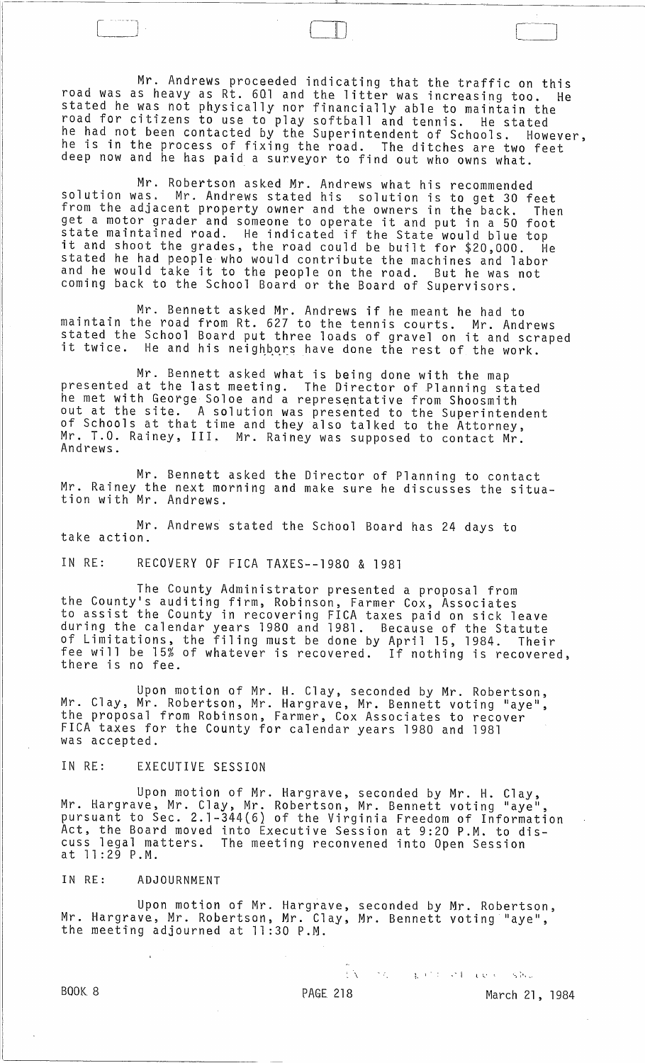Mr. Andrews proceeded indicating that the traffic on this road was as heavy as Rt. 601 and the litter was increasing too. He stated he was not physically nor financially able to maintain the road for citizens to use to play softball and tennis. He stated he had not been contacted by the Superintendent of Schools. However, he is in the process of fixing the road. The ditches are two feet deep now and he has paid a surveyor to find out who owns what.

Mr. Robertson asked Mr. Andrews what his recommended solution was. Mr. Andrews stated his solution is to get 30 feet from the adjacent property owner and the owners in the back. Then get a motor grader and someone to operate it and put in a 50 foot state maintained road. He indicated if the State would blue top it and shoot the grades, the road could be built for $20,000. He stated he had people who would contribute the machines and labor and he would take it to the people on the road. But he was not coming back to the School Board or the Board of Supervisors.

Mr. Bennett asked Mr. Andrews if he meant he had to maintain the road from Rt. 627 to the tennis courts. Mr. Andrews stated the School Board put three loads of gravel on it and scraped it twice. He and his neighbors have done the rest of the work.

Mr. Bennett asked what is being done with the map presented at the last meeting. The Director of Planning stated he met with George Soloe and a representative from Shoosmith out at the site. A solution was presented to the Superintendent of Schools at that time and they also talked to the Attorney, Mr. T.O. Rainey, III. Mr. Rainey was supposed to contact Mr. Andrews.

Mr. Bennett asked the Director of Planning to contact Mr. Rainey the next morning and make sure he discusses the situation with Mr. Andrews.

Mr. Andrews stated the School Board has 24 days to take action.

IN RE: RECOVERY OF FICA TAXES--1980 & 1981

The County Administrator presented a proposal from the County's auditing firm, Robinson, Farmer Cox, Associates to assist the County in recovering FICA taxes paid on sick leave during the calendar years 1980 and 1981. Because of the Statute of Limitations, the filing must be done by April 15, 1984. Their fee will be 15% of whatever is recovered. If nothing is recovered, there is no fee.

Upon motion of Mr. H. Clay, seconded by Mr. Robertson, Mr. Clay, Mr. Robertson, Mr. Hargrave, Mr. Bennett voting "aye", the proposal from Robinson, Farmer, Cox Associates to recover FICA taxes for the County for calendar years 1980 and 1981 was accepted.

IN RE: EXECUTIVE SESSION

Upon motion of Mr. Hargrave, seconded by Mr. H. Clay, Mr. Hargrave, Mr. Clay, Mr. Robertson, Mr. Bennett voting "aye", pursuant to Sec. 2.1-344(6) of the Virginia Freedom of Information Act, the Board moved into Executive Session at 9:20 P.M. to discuss legal matters. The meeting reconvened into Open Session at 11:29 P.M.

IN RE: ADJOURNMENT

Upon motion of Mr. Hargrave, seconded by Mr. Robertson, Mr. Hargrave, Mr. Robertson, Mr. Clay, Mr. Bennett voting "aye", the meeting adjourned at 11:30 P.M.

BOOK 8 PAGE 218 March 21, 1984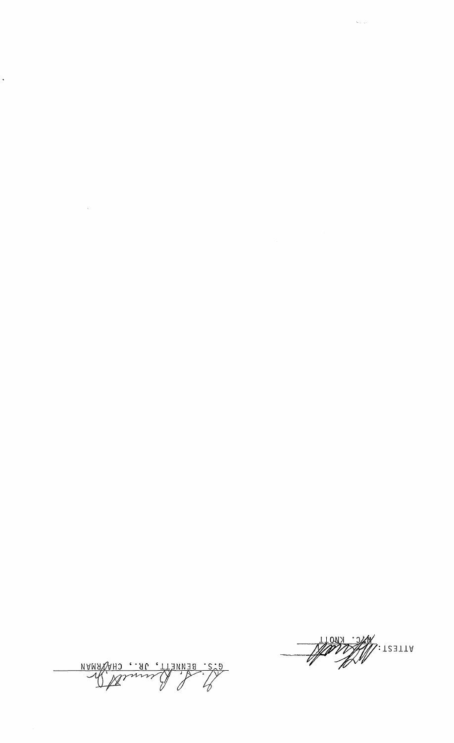G.S. BENNETT, JR., CHAIRMAN

ATTEST: W.C. KNOTT